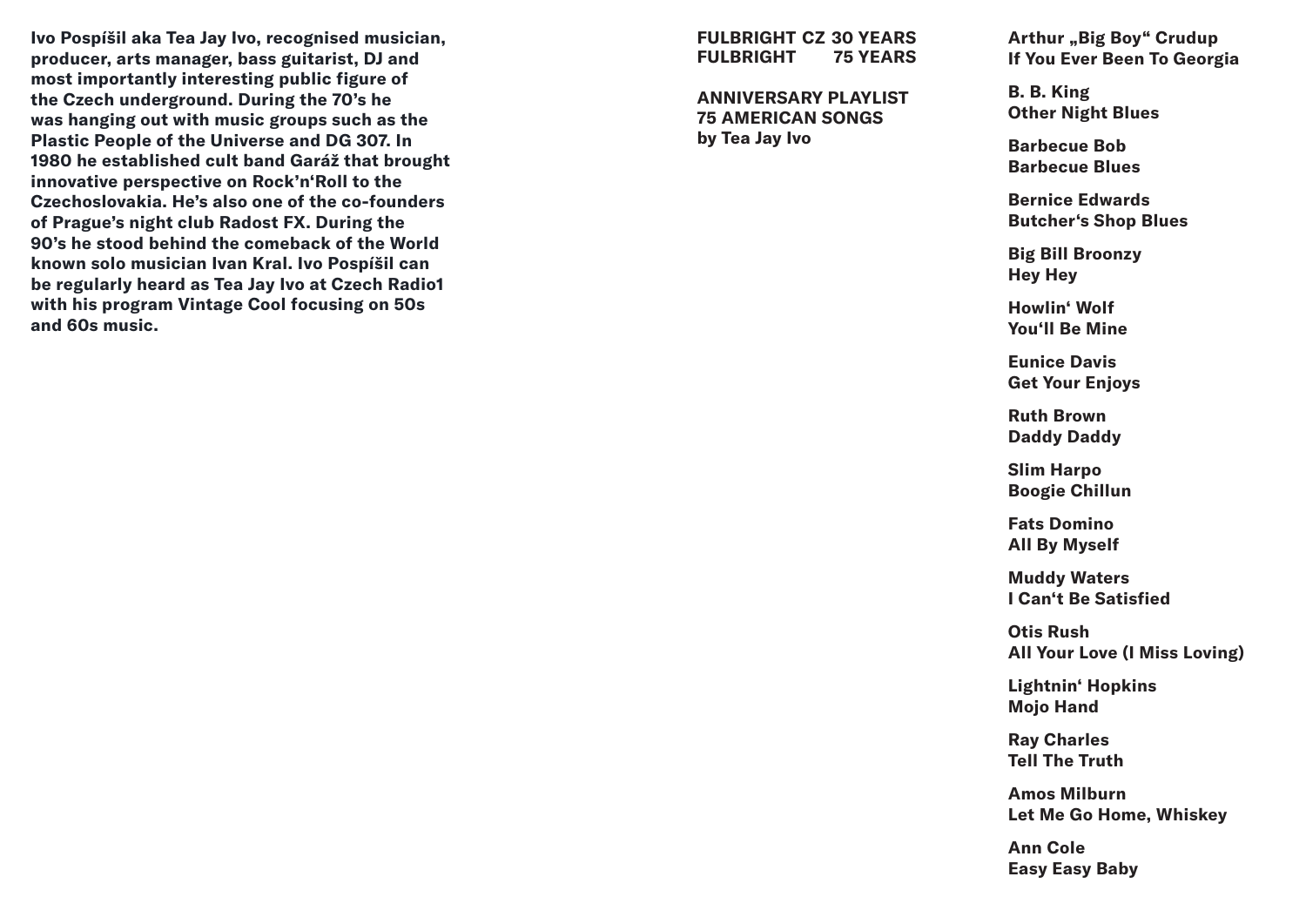**Ivo Pospíšil aka Tea Jay Ivo, recognised musician, producer, arts manager, bass guitarist, DJ and most importantly interesting public figure of the Czech underground. During the 70's he was hanging out with music groups such as the Plastic People of the Universe and DG 307. In 1980 he established cult band Garáž that brought innovative perspective on Rock'n'Roll to the Czechoslovakia. He's also one of the co-founders of Prague's night club Radost FX. During the 90's he stood behind the comeback of the World known solo musician Ivan Kral. Ivo Pospíšil can be regularly heard as Tea Jay Ivo at Czech Radio1 with his program Vintage Cool focusing on 50s and 60s music.**

**FULBRIGHT CZ 30 YEARS**
**FULBRIGHT 75 YEARS**

**ANNIVERSARY PLAYLIST**
**75 AMERICAN SONGS**
**by Tea Jay Ivo**

**Arthur „Big Boy" Crudup**
**If You Ever Been To Georgia**

**B. B. King**
**Other Night Blues**

**Barbecue Bob**
**Barbecue Blues**

**Bernice Edwards**
**Butcher's Shop Blues**

**Big Bill Broonzy**
**Hey Hey**

**Howlin' Wolf**
**You'll Be Mine**

**Eunice Davis**
**Get Your Enjoys**

**Ruth Brown**
**Daddy Daddy**

**Slim Harpo**
**Boogie Chillun**

**Fats Domino**
**All By Myself**

**Muddy Waters**
**I Can't Be Satisfied**

**Otis Rush**
**All Your Love (I Miss Loving)**

**Lightnin' Hopkins**
**Mojo Hand**

**Ray Charles**
**Tell The Truth**

**Amos Milburn**
**Let Me Go Home, Whiskey**

**Ann Cole**
**Easy Easy Baby**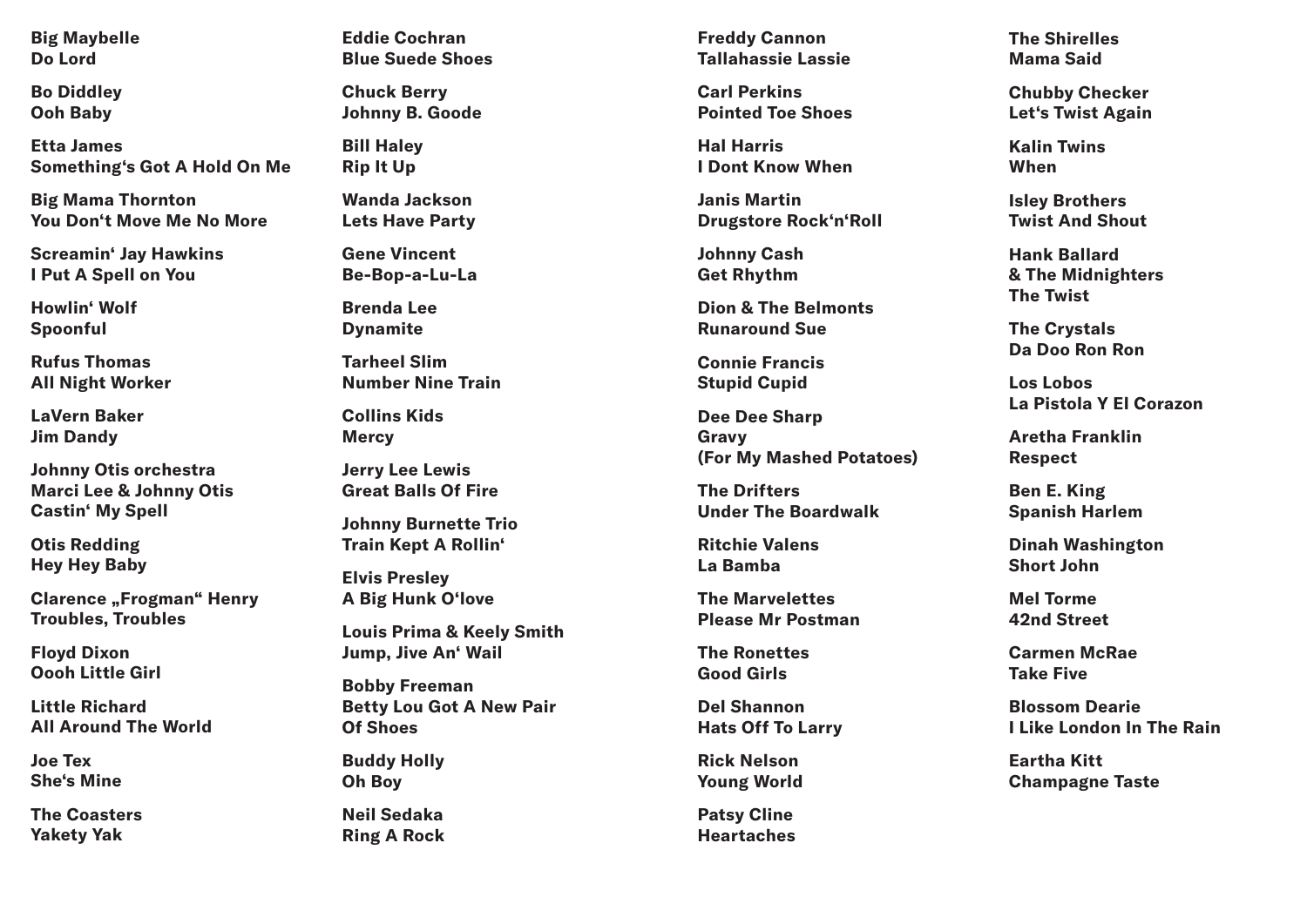**Big Maybelle**
**Do Lord**

**Bo Diddley**
**Ooh Baby**

**Etta James**
**Something's Got A Hold On Me**

**Big Mama Thornton**
**You Don't Move Me No More**

**Screamin' Jay Hawkins**
**I Put A Spell on You**

**Howlin' Wolf**
**Spoonful**

**Rufus Thomas**
**All Night Worker**

**LaVern Baker**
**Jim Dandy**

**Johnny Otis orchestra**
**Marci Lee & Johnny Otis**
**Castin' My Spell**

**Otis Redding**
**Hey Hey Baby**

**Clarence „Frogman" Henry**
**Troubles, Troubles**

**Floyd Dixon**
**Oooh Little Girl**

**Little Richard**
**All Around The World**

**Joe Tex**
**She's Mine**

**The Coasters**
**Yakety Yak**

**Eddie Cochran**
**Blue Suede Shoes**

**Chuck Berry**
**Johnny B. Goode**

**Bill Haley**
**Rip It Up**

**Wanda Jackson**
**Lets Have Party**

**Gene Vincent**
**Be-Bop-a-Lu-La**

**Brenda Lee**
**Dynamite**

**Tarheel Slim**
**Number Nine Train**

**Collins Kids**
**Mercy**

**Jerry Lee Lewis**
**Great Balls Of Fire**

**Johnny Burnette Trio**
**Train Kept A Rollin'**

**Elvis Presley**
**A Big Hunk O'love**

**Louis Prima & Keely Smith**
**Jump, Jive An' Wail**

**Bobby Freeman**
**Betty Lou Got A New Pair Of Shoes**

**Buddy Holly**
**Oh Boy**

**Neil Sedaka**
**Ring A Rock**

**Freddy Cannon**
**Tallahassie Lassie**

**Carl Perkins**
**Pointed Toe Shoes**

**Hal Harris**
**I Dont Know When**

**Janis Martin**
**Drugstore Rock'n'Roll**

**Johnny Cash**
**Get Rhythm**

**Dion & The Belmonts**
**Runaround Sue**

**Connie Francis**
**Stupid Cupid**

**Dee Dee Sharp**
**Gravy**
**(For My Mashed Potatoes)**

**The Drifters**
**Under The Boardwalk**

**Ritchie Valens**
**La Bamba**

**The Marvelettes**
**Please Mr Postman**

**The Ronettes**
**Good Girls**

**Del Shannon**
**Hats Off To Larry**

**Rick Nelson**
**Young World**

**Patsy Cline**
**Heartaches**

**The Shirelles**
**Mama Said**

**Chubby Checker**
**Let's Twist Again**

**Kalin Twins**
**When**

**Isley Brothers**
**Twist And Shout**

**Hank Ballard**
**& The Midnighters**
**The Twist**

**The Crystals**
**Da Doo Ron Ron**

**Los Lobos**
**La Pistola Y El Corazon**

**Aretha Franklin**
**Respect**

**Ben E. King**
**Spanish Harlem**

**Dinah Washington**
**Short John**

**Mel Torme**
**42nd Street**

**Carmen McRae**
**Take Five**

**Blossom Dearie**
**I Like London In The Rain**

**Eartha Kitt**
**Champagne Taste**